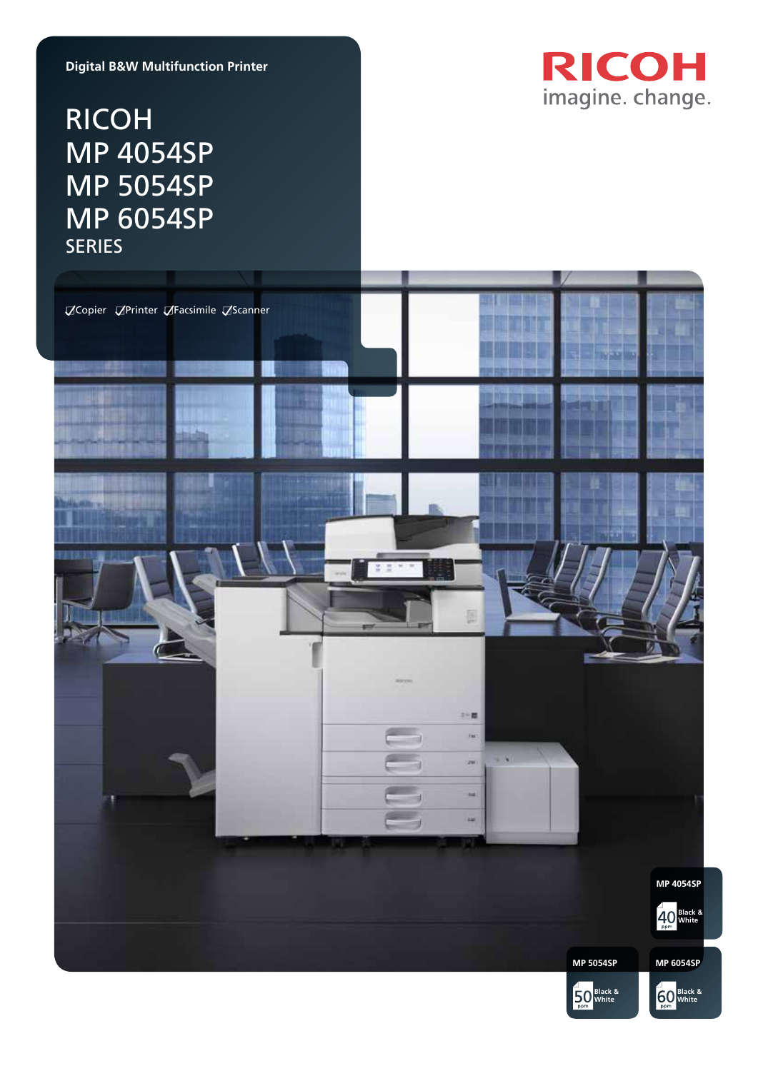Digital B&W Multifunction Printer

# RICOH MP 4054SP MP 5054SP MP 6054SP SERIES

RICOH
imagine. change.

✓Copier ✓Printer ✓Facsimile ✓Scanner

MP 4054SP
40 ppm Black & White

MP 5054SP
50 ppm Black & White

MP 6054SP
60 ppm Black & White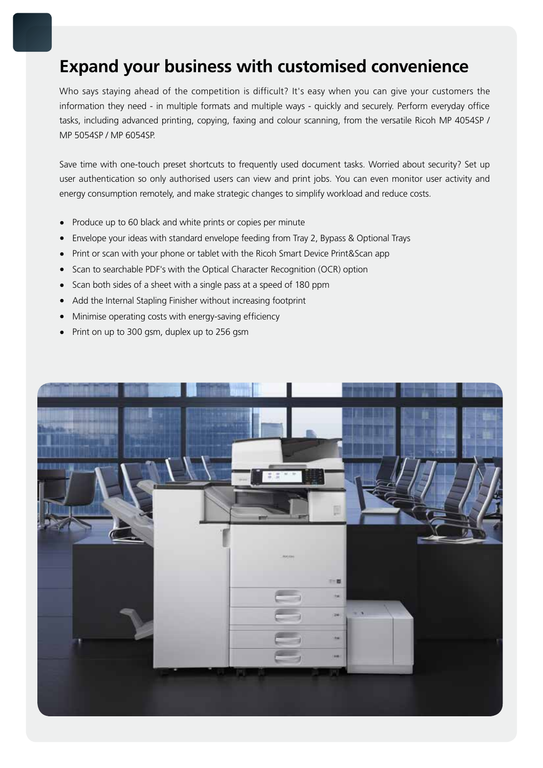# Expand your business with customised convenience

Who says staying ahead of the competition is difficult? It's easy when you can give your customers the information they need - in multiple formats and multiple ways - quickly and securely. Perform everyday office tasks, including advanced printing, copying, faxing and colour scanning, from the versatile Ricoh MP 4054SP / MP 5054SP / MP 6054SP.

Save time with one-touch preset shortcuts to frequently used document tasks. Worried about security? Set up user authentication so only authorised users can view and print jobs. You can even monitor user activity and energy consumption remotely, and make strategic changes to simplify workload and reduce costs.

- Produce up to 60 black and white prints or copies per minute
- Envelope your ideas with standard envelope feeding from Tray 2, Bypass & Optional Trays
- Print or scan with your phone or tablet with the Ricoh Smart Device Print&Scan app
- Scan to searchable PDF's with the Optical Character Recognition (OCR) option
- Scan both sides of a sheet with a single pass at a speed of 180 ppm
- Add the Internal Stapling Finisher without increasing footprint
- Minimise operating costs with energy-saving efficiency
- Print on up to 300 gsm, duplex up to 256 gsm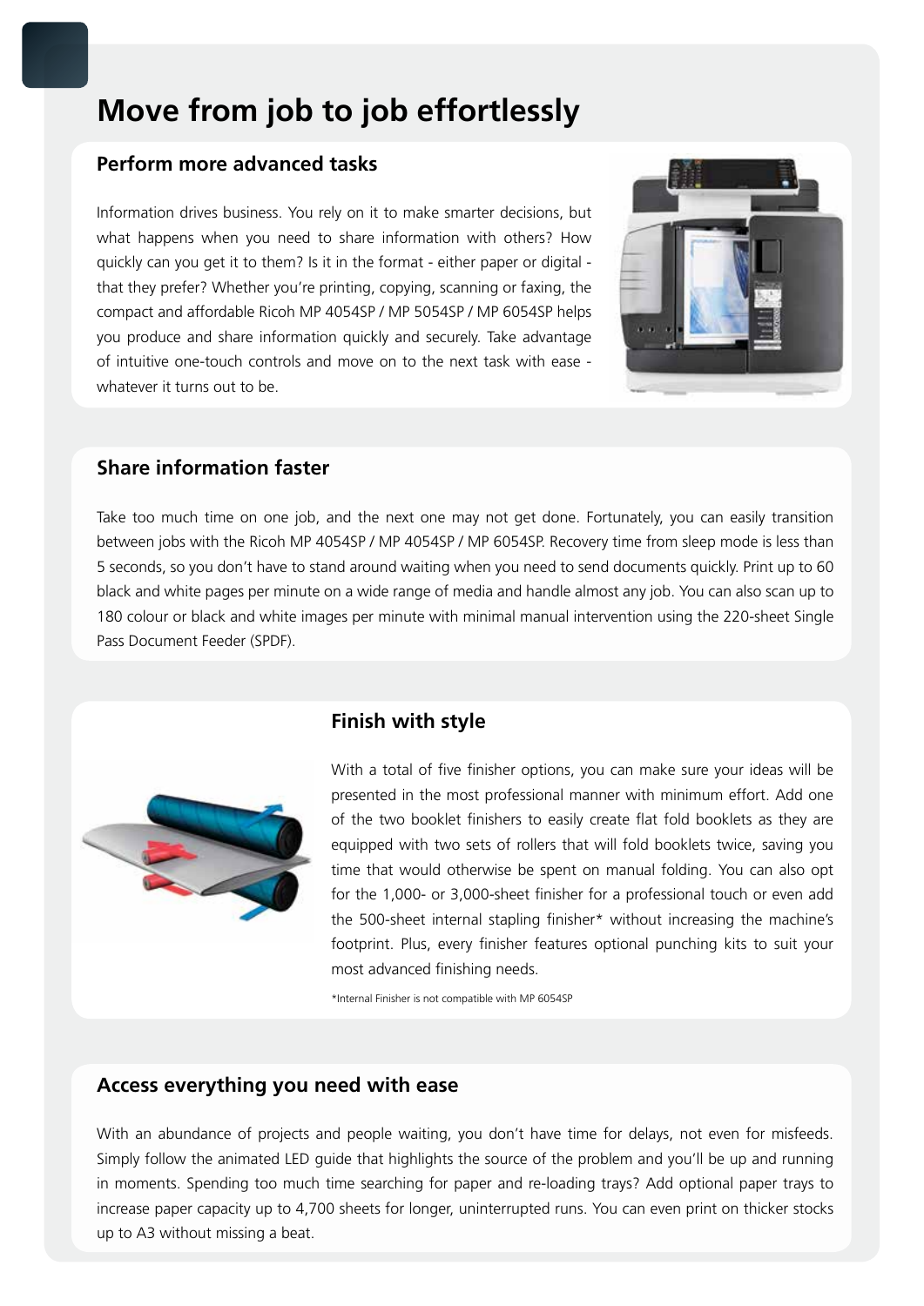# Move from job to job effortlessly

## Perform more advanced tasks

Information drives business. You rely on it to make smarter decisions, but what happens when you need to share information with others? How quickly can you get it to them? Is it in the format - either paper or digital - that they prefer? Whether you're printing, copying, scanning or faxing, the compact and affordable Ricoh MP 4054SP / MP 5054SP / MP 6054SP helps you produce and share information quickly and securely. Take advantage of intuitive one-touch controls and move on to the next task with ease - whatever it turns out to be.

## Share information faster

Take too much time on one job, and the next one may not get done. Fortunately, you can easily transition between jobs with the Ricoh MP 4054SP / MP 4054SP / MP 6054SP. Recovery time from sleep mode is less than 5 seconds, so you don't have to stand around waiting when you need to send documents quickly. Print up to 60 black and white pages per minute on a wide range of media and handle almost any job. You can also scan up to 180 colour or black and white images per minute with minimal manual intervention using the 220-sheet Single Pass Document Feeder (SPDF).

## Finish with style

With a total of five finisher options, you can make sure your ideas will be presented in the most professional manner with minimum effort. Add one of the two booklet finishers to easily create flat fold booklets as they are equipped with two sets of rollers that will fold booklets twice, saving you time that would otherwise be spent on manual folding. You can also opt for the 1,000- or 3,000-sheet finisher for a professional touch or even add the 500-sheet internal stapling finisher* without increasing the machine's footprint. Plus, every finisher features optional punching kits to suit your most advanced finishing needs.

*Internal Finisher is not compatible with MP 6054SP

## Access everything you need with ease

With an abundance of projects and people waiting, you don't have time for delays, not even for misfeeds. Simply follow the animated LED guide that highlights the source of the problem and you'll be up and running in moments. Spending too much time searching for paper and re-loading trays? Add optional paper trays to increase paper capacity up to 4,700 sheets for longer, uninterrupted runs. You can even print on thicker stocks up to A3 without missing a beat.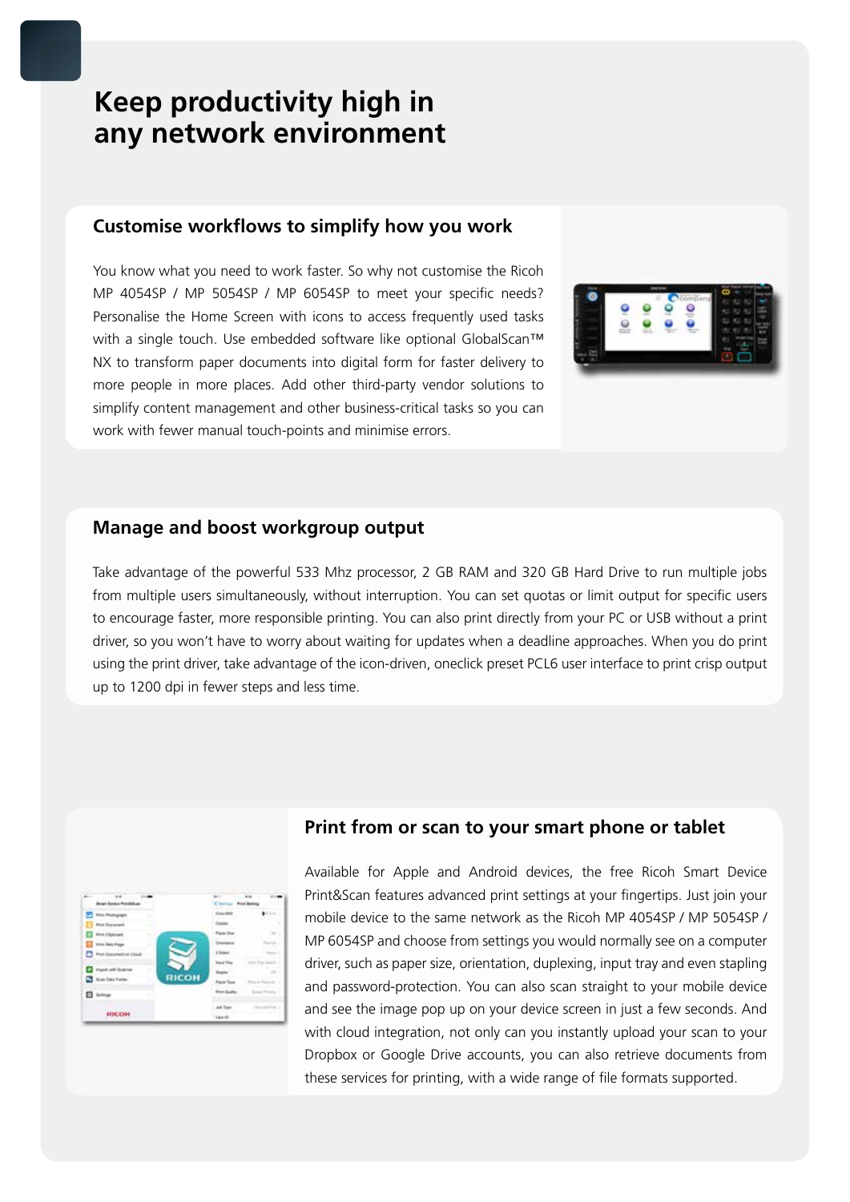# Keep productivity high in any network environment

## Customise workflows to simplify how you work

You know what you need to work faster. So why not customise the Ricoh MP 4054SP / MP 5054SP / MP 6054SP to meet your specific needs? Personalise the Home Screen with icons to access frequently used tasks with a single touch. Use embedded software like optional GlobalScan™ NX to transform paper documents into digital form for faster delivery to more people in more places. Add other third-party vendor solutions to simplify content management and other business-critical tasks so you can work with fewer manual touch-points and minimise errors.

## Manage and boost workgroup output

Take advantage of the powerful 533 Mhz processor, 2 GB RAM and 320 GB Hard Drive to run multiple jobs from multiple users simultaneously, without interruption. You can set quotas or limit output for specific users to encourage faster, more responsible printing. You can also print directly from your PC or USB without a print driver, so you won't have to worry about waiting for updates when a deadline approaches. When you do print using the print driver, take advantage of the icon-driven, oneclick preset PCL6 user interface to print crisp output up to 1200 dpi in fewer steps and less time.

## Print from or scan to your smart phone or tablet

Available for Apple and Android devices, the free Ricoh Smart Device Print&Scan features advanced print settings at your fingertips. Just join your mobile device to the same network as the Ricoh MP 4054SP / MP 5054SP / MP 6054SP and choose from settings you would normally see on a computer driver, such as paper size, orientation, duplexing, input tray and even stapling and password-protection. You can also scan straight to your mobile device and see the image pop up on your device screen in just a few seconds. And with cloud integration, not only can you instantly upload your scan to your Dropbox or Google Drive accounts, you can also retrieve documents from these services for printing, with a wide range of file formats supported.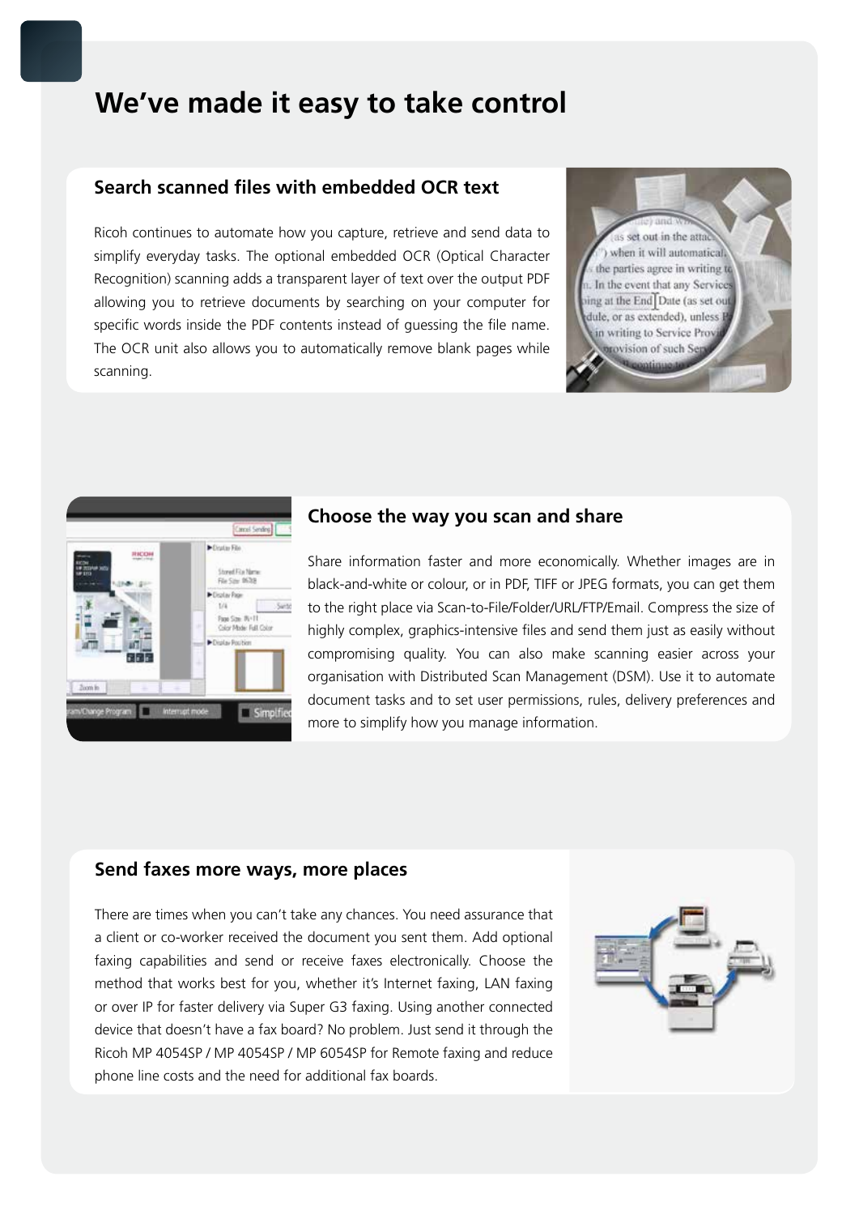# We've made it easy to take control

## Search scanned files with embedded OCR text

Ricoh continues to automate how you capture, retrieve and send data to simplify everyday tasks. The optional embedded OCR (Optical Character Recognition) scanning adds a transparent layer of text over the output PDF allowing you to retrieve documents by searching on your computer for specific words inside the PDF contents instead of guessing the file name. The OCR unit also allows you to automatically remove blank pages while scanning.

## Choose the way you scan and share

Share information faster and more economically. Whether images are in black-and-white or colour, or in PDF, TIFF or JPEG formats, you can get them to the right place via Scan-to-File/Folder/URL/FTP/Email. Compress the size of highly complex, graphics-intensive files and send them just as easily without compromising quality. You can also make scanning easier across your organisation with Distributed Scan Management (DSM). Use it to automate document tasks and to set user permissions, rules, delivery preferences and more to simplify how you manage information.

## Send faxes more ways, more places

There are times when you can't take any chances. You need assurance that a client or co-worker received the document you sent them. Add optional faxing capabilities and send or receive faxes electronically. Choose the method that works best for you, whether it's Internet faxing, LAN faxing or over IP for faster delivery via Super G3 faxing. Using another connected device that doesn't have a fax board? No problem. Just send it through the Ricoh MP 4054SP / MP 4054SP / MP 6054SP for Remote faxing and reduce phone line costs and the need for additional fax boards.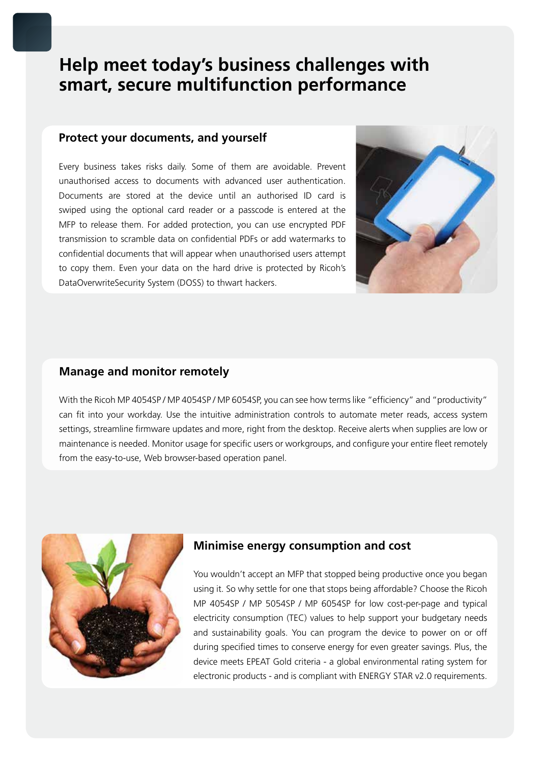# Help meet today's business challenges with smart, secure multifunction performance

## Protect your documents, and yourself

Every business takes risks daily. Some of them are avoidable. Prevent unauthorised access to documents with advanced user authentication. Documents are stored at the device until an authorised ID card is swiped using the optional card reader or a passcode is entered at the MFP to release them. For added protection, you can use encrypted PDF transmission to scramble data on confidential PDFs or add watermarks to confidential documents that will appear when unauthorised users attempt to copy them. Even your data on the hard drive is protected by Ricoh's DataOverwriteSecurity System (DOSS) to thwart hackers.

## Manage and monitor remotely

With the Ricoh MP 4054SP / MP 4054SP / MP 6054SP, you can see how terms like "efficiency" and "productivity" can fit into your workday. Use the intuitive administration controls to automate meter reads, access system settings, streamline firmware updates and more, right from the desktop. Receive alerts when supplies are low or maintenance is needed. Monitor usage for specific users or workgroups, and configure your entire fleet remotely from the easy-to-use, Web browser-based operation panel.

## Minimise energy consumption and cost

You wouldn't accept an MFP that stopped being productive once you began using it. So why settle for one that stops being affordable? Choose the Ricoh MP 4054SP / MP 5054SP / MP 6054SP for low cost-per-page and typical electricity consumption (TEC) values to help support your budgetary needs and sustainability goals. You can program the device to power on or off during specified times to conserve energy for even greater savings. Plus, the device meets EPEAT Gold criteria - a global environmental rating system for electronic products - and is compliant with ENERGY STAR v2.0 requirements.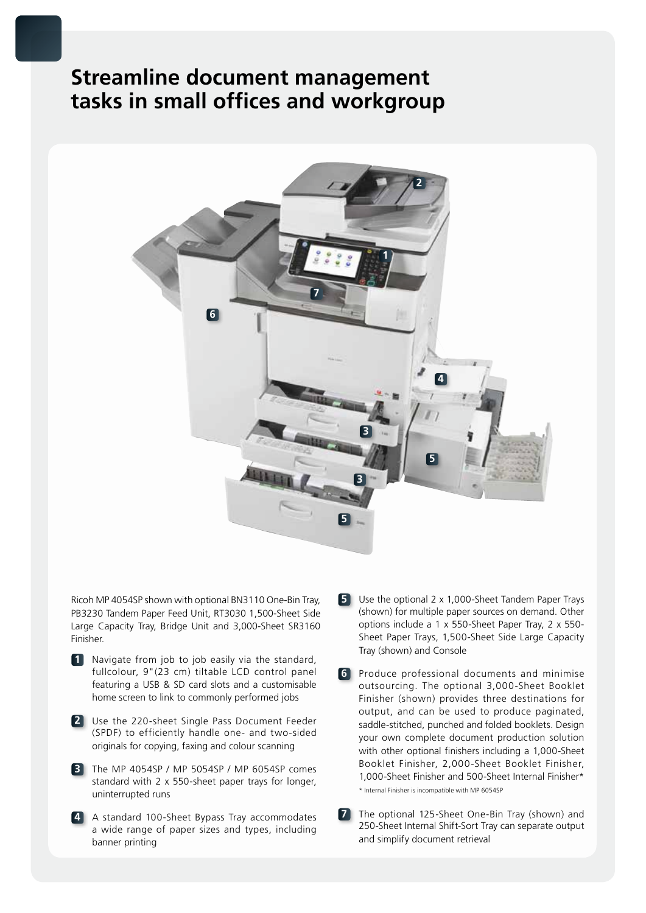# Streamline document management tasks in small offices and workgroup

Ricoh MP 4054SP shown with optional BN3110 One-Bin Tray, PB3230 Tandem Paper Feed Unit, RT3030 1,500-Sheet Side Large Capacity Tray, Bridge Unit and 3,000-Sheet SR3160 Finisher.

**1** Navigate from job to job easily via the standard, fullcolour, 9"(23 cm) tiltable LCD control panel featuring a USB & SD card slots and a customisable home screen to link to commonly performed jobs

**2** Use the 220-sheet Single Pass Document Feeder (SPDF) to efficiently handle one- and two-sided originals for copying, faxing and colour scanning

**3** The MP 4054SP / MP 5054SP / MP 6054SP comes standard with 2 x 550-sheet paper trays for longer, uninterrupted runs

**4** A standard 100-Sheet Bypass Tray accommodates a wide range of paper sizes and types, including banner printing

**5** Use the optional 2 x 1,000-Sheet Tandem Paper Trays (shown) for multiple paper sources on demand. Other options include a 1 x 550-Sheet Paper Tray, 2 x 550-Sheet Paper Trays, 1,500-Sheet Side Large Capacity Tray (shown) and Console

**6** Produce professional documents and minimise outsourcing. The optional 3,000-Sheet Booklet Finisher (shown) provides three destinations for output, and can be used to produce paginated, saddle-stitched, punched and folded booklets. Design your own complete document production solution with other optional finishers including a 1,000-Sheet Booklet Finisher, 2,000-Sheet Booklet Finisher, 1,000-Sheet Finisher and 500-Sheet Internal Finisher*

* Internal Finisher is incompatible with MP 6054SP

**7** The optional 125-Sheet One-Bin Tray (shown) and 250-Sheet Internal Shift-Sort Tray can separate output and simplify document retrieval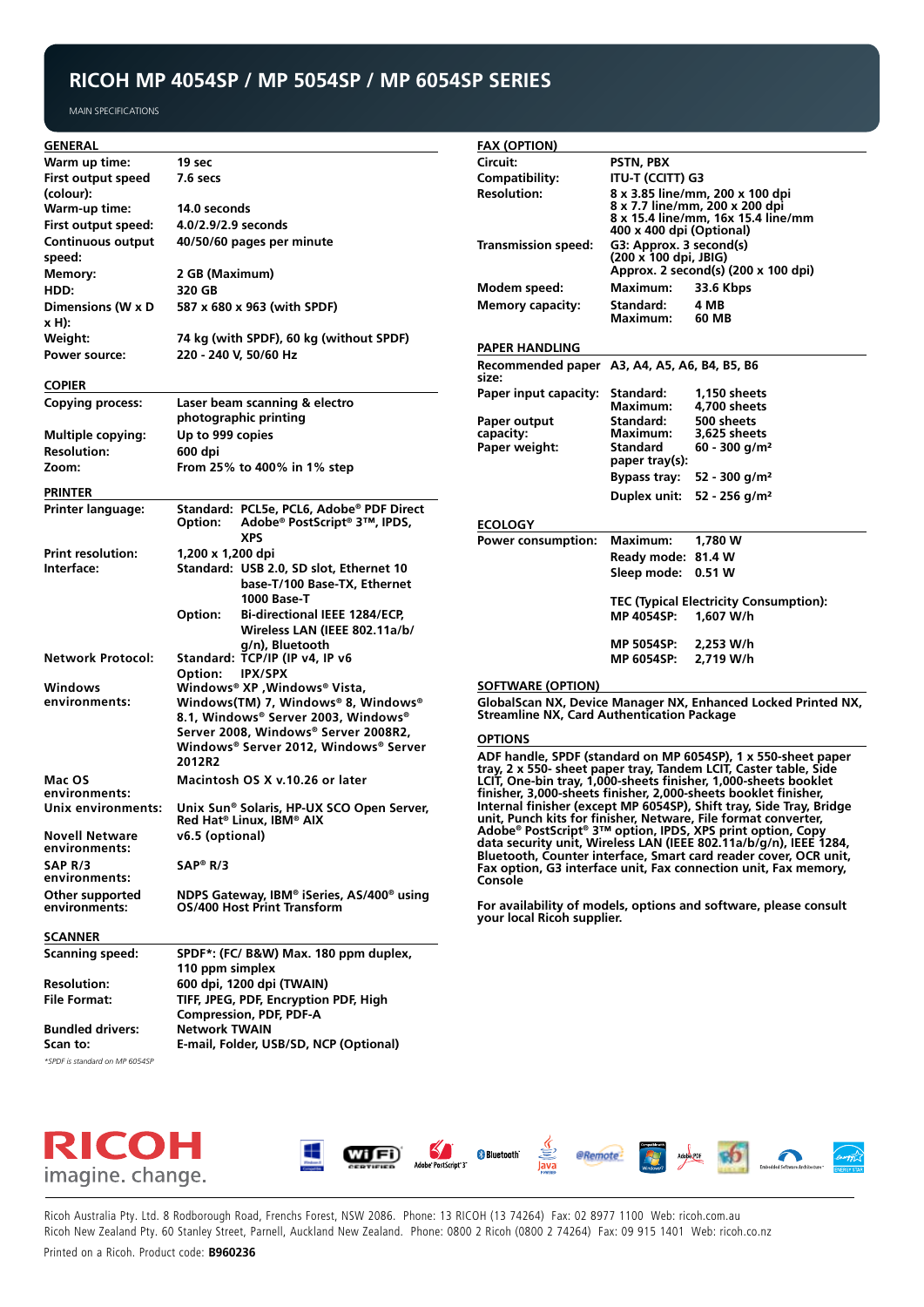# RICOH MP 4054SP / MP 5054SP / MP 6054SP SERIES

MAIN SPECIFICATIONS

## GENERAL

| | |
|---|---|
| Warm up time: | 19 sec |
| First output speed (colour): | 7.6 secs |
| Warm-up time: | 14.0 seconds |
| First output speed: | 4.0/2.9/2.9 seconds |
| Continuous output speed: | 40/50/60 pages per minute |
| Memory: | 2 GB (Maximum) |
| HDD: | 320 GB |
| Dimensions (W x D x H): | 587 x 680 x 963 (with SPDF) |
| Weight: | 74 kg (with SPDF), 60 kg (without SPDF) |
| Power source: | 220 - 240 V, 50/60 Hz |

## COPIER

| | |
|---|---|
| Copying process: | Laser beam scanning & electro photographic printing |
| Multiple copying: | Up to 999 copies |
| Resolution: | 600 dpi |
| Zoom: | From 25% to 400% in 1% step |

## PRINTER

| | |
|---|---|
| Printer language: | Standard: PCL5e, PCL6, Adobe® PDF Direct<br>Option: Adobe® PostScript® 3™, IPDS, XPS |
| Print resolution: | 1,200 x 1,200 dpi |
| Interface: | Standard: USB 2.0, SD slot, Ethernet 10 base-T/100 Base-TX, Ethernet 1000 Base-T<br>Option: Bi-directional IEEE 1284/ECP, Wireless LAN (IEEE 802.11a/b/g/n), Bluetooth |
| Network Protocol: | Standard: TCP/IP (IP v4, IP v6<br>Option: IPX/SPX |
| Windows environments: | Windows® XP ,Windows® Vista, Windows(TM) 7, Windows® 8, Windows® 8.1, Windows® Server 2003, Windows® Server 2008, Windows® Server 2008R2, Windows® Server 2012, Windows® Server 2012R2 |
| Mac OS environments: | Macintosh OS X v.10.26 or later |
| Unix environments: | Unix Sun® Solaris, HP-UX SCO Open Server, Red Hat® Linux, IBM® AIX |
| Novell Netware environments: | v6.5 (optional) |
| SAP R/3 environments: | SAP® R/3 |
| Other supported environments: | NDPS Gateway, IBM® iSeries, AS/400® using OS/400 Host Print Transform |

## SCANNER

| | |
|---|---|
| Scanning speed: | SPDF*: (FC/ B&W) Max. 180 ppm duplex, 110 ppm simplex |
| Resolution: | 600 dpi, 1200 dpi (TWAIN) |
| File Format: | TIFF, JPEG, PDF, Encryption PDF, High Compression, PDF, PDF-A |
| Bundled drivers: | Network TWAIN |
| Scan to: | E-mail, Folder, USB/SD, NCP (Optional) |

*SPDF is standard on MP 6054SP*

## FAX (OPTION)

| | |
|---|---|
| Circuit: | PSTN, PBX |
| Compatibility: | ITU-T (CCITT) G3 |
| Resolution: | 8 x 3.85 line/mm, 200 x 100 dpi<br>8 x 7.7 line/mm, 200 x 200 dpi<br>8 x 15.4 line/mm, 16x 15.4 line/mm<br>400 x 400 dpi (Optional) |
| Transmission speed: | G3: Approx. 3 second(s) (200 x 100 dpi, JBIG)<br>Approx. 2 second(s) (200 x 100 dpi) |
| Modem speed: | Maximum: 33.6 Kbps |
| Memory capacity: | Standard: 4 MB<br>Maximum: 60 MB |

## PAPER HANDLING

| | |
|---|---|
| Recommended paper size: | A3, A4, A5, A6, B4, B5, B6 |
| Paper input capacity: | Standard: 1,150 sheets<br>Maximum: 4,700 sheets |
| Paper output capacity: | Standard: 500 sheets<br>Maximum: 3,625 sheets |
| Paper weight: | Standard paper tray(s): 60 - 300 g/m²<br>Bypass tray: 52 - 300 g/m²<br>Duplex unit: 52 - 256 g/m² |

## ECOLOGY

| | |
|---|---|
| Power consumption: | Maximum: 1,780 W<br>Ready mode: 81.4 W<br>Sleep mode: 0.51 W |
| | TEC (Typical Electricity Consumption):<br>MP 4054SP: 1,607 W/h<br>MP 5054SP: 2,253 W/h<br>MP 6054SP: 2,719 W/h |

## SOFTWARE (OPTION)

GlobalScan NX, Device Manager NX, Enhanced Locked Printed NX, Streamline NX, Card Authentication Package

## OPTIONS

ADF handle, SPDF (standard on MP 6054SP), 1 x 550-sheet paper tray, 2 x 550- sheet paper tray, Tandem LCIT, Caster table, Side LCIT, One-bin tray, 1,000-sheets finisher, 1,000-sheets booklet finisher, 3,000-sheets finisher, 2,000-sheets booklet finisher, Internal finisher (except MP 6054SP), Shift tray, Side Tray, Bridge unit, Punch kits for finisher, Netware, File format converter, Adobe® PostScript® 3™ option, IPDS, XPS print option, Copy data security unit, Wireless LAN (IEEE 802.11a/b/g/n), IEEE 1284, Bluetooth, Counter interface, Smart card reader cover, OCR unit, Fax option, G3 interface unit, Fax connection unit, Fax memory, Console

For availability of models, options and software, please consult your local Ricoh supplier.

RICOH imagine. change.

Ricoh Australia Pty. Ltd. 8 Rodborough Road, Frenchs Forest, NSW 2086. Phone: 13 RICOH (13 74264) Fax: 02 8977 1100 Web: ricoh.com.au
Ricoh New Zealand Pty. 60 Stanley Street, Parnell, Auckland New Zealand. Phone: 0800 2 Ricoh (0800 2 74264) Fax: 09 915 1401 Web: ricoh.co.nz

Printed on a Ricoh. Product code: **B960236**